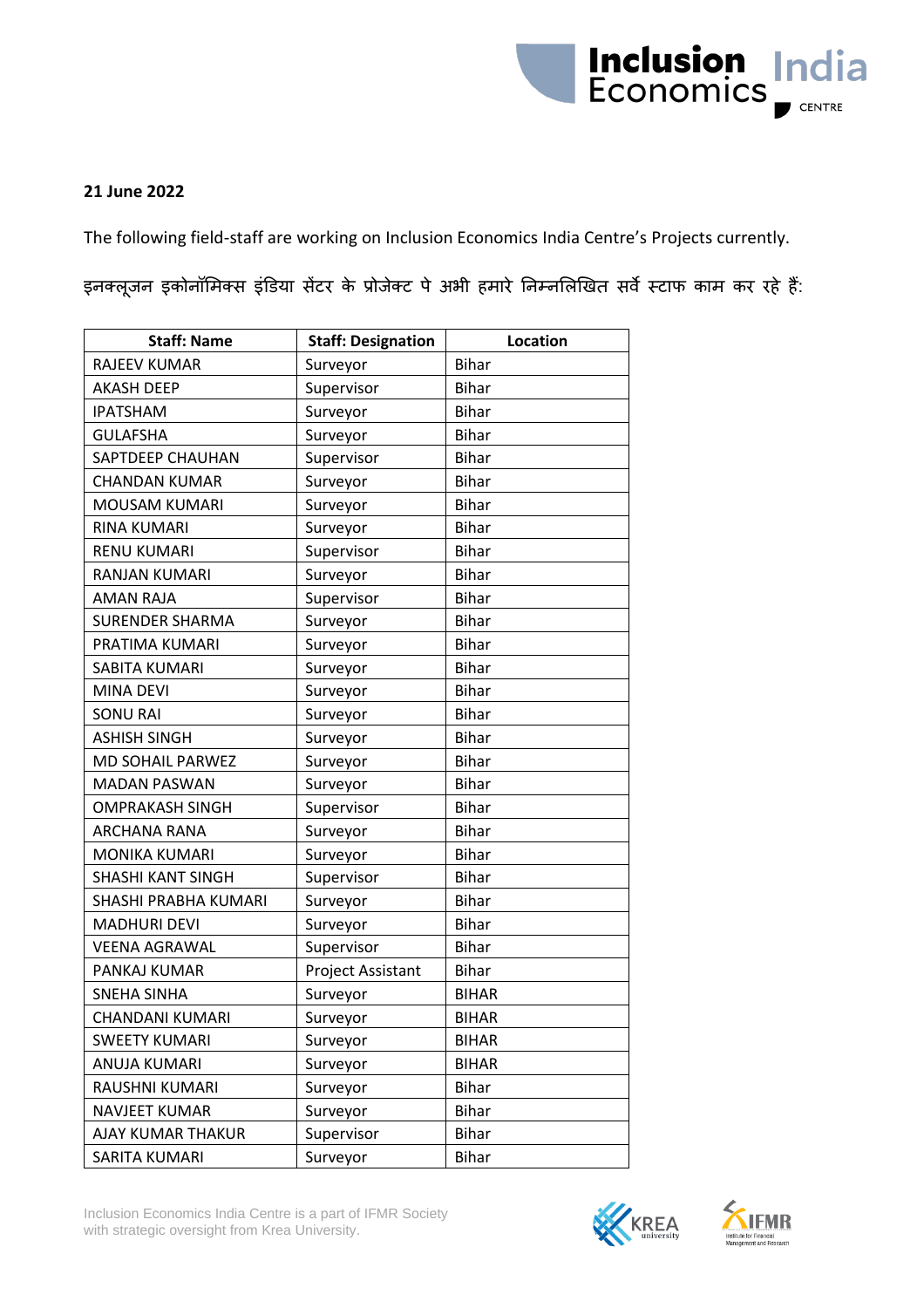**21 June 2022**

The following field-staff are working on Inclusion Economics India Centre's Projects currently.

इनक्लूजन इकोनॉमिक्स इंडिया सेंटर के प्रोजेक्ट पे अभी हमारे निम्नलिखित सर्वे स्टाफ काम कर रहे हैं:

| Staff: Name | Staff: Designation | Location |
|---|---|---|
| RAJEEV KUMAR | Surveyor | Bihar |
| AKASH DEEP | Supervisor | Bihar |
| IPATSHAM | Surveyor | Bihar |
| GULAFSHA | Surveyor | Bihar |
| SAPTDEEP CHAUHAN | Supervisor | Bihar |
| CHANDAN KUMAR | Surveyor | Bihar |
| MOUSAM KUMARI | Surveyor | Bihar |
| RINA KUMARI | Surveyor | Bihar |
| RENU KUMARI | Supervisor | Bihar |
| RANJAN KUMARI | Surveyor | Bihar |
| AMAN RAJA | Supervisor | Bihar |
| SURENDER SHARMA | Surveyor | Bihar |
| PRATIMA KUMARI | Surveyor | Bihar |
| SABITA KUMARI | Surveyor | Bihar |
| MINA DEVI | Surveyor | Bihar |
| SONU RAI | Surveyor | Bihar |
| ASHISH SINGH | Surveyor | Bihar |
| MD SOHAIL PARWEZ | Surveyor | Bihar |
| MADAN PASWAN | Surveyor | Bihar |
| OMPRAKASH SINGH | Supervisor | Bihar |
| ARCHANA RANA | Surveyor | Bihar |
| MONIKA KUMARI | Surveyor | Bihar |
| SHASHI KANT SINGH | Supervisor | Bihar |
| SHASHI PRABHA KUMARI | Surveyor | Bihar |
| MADHURI DEVI | Surveyor | Bihar |
| VEENA AGRAWAL | Supervisor | Bihar |
| PANKAJ KUMAR | Project Assistant | Bihar |
| SNEHA SINHA | Surveyor | BIHAR |
| CHANDANI KUMARI | Surveyor | BIHAR |
| SWEETY KUMARI | Surveyor | BIHAR |
| ANUJA KUMARI | Surveyor | BIHAR |
| RAUSHNI KUMARI | Surveyor | Bihar |
| NAVJEET KUMAR | Surveyor | Bihar |
| AJAY KUMAR THAKUR | Supervisor | Bihar |
| SARITA KUMARI | Surveyor | Bihar |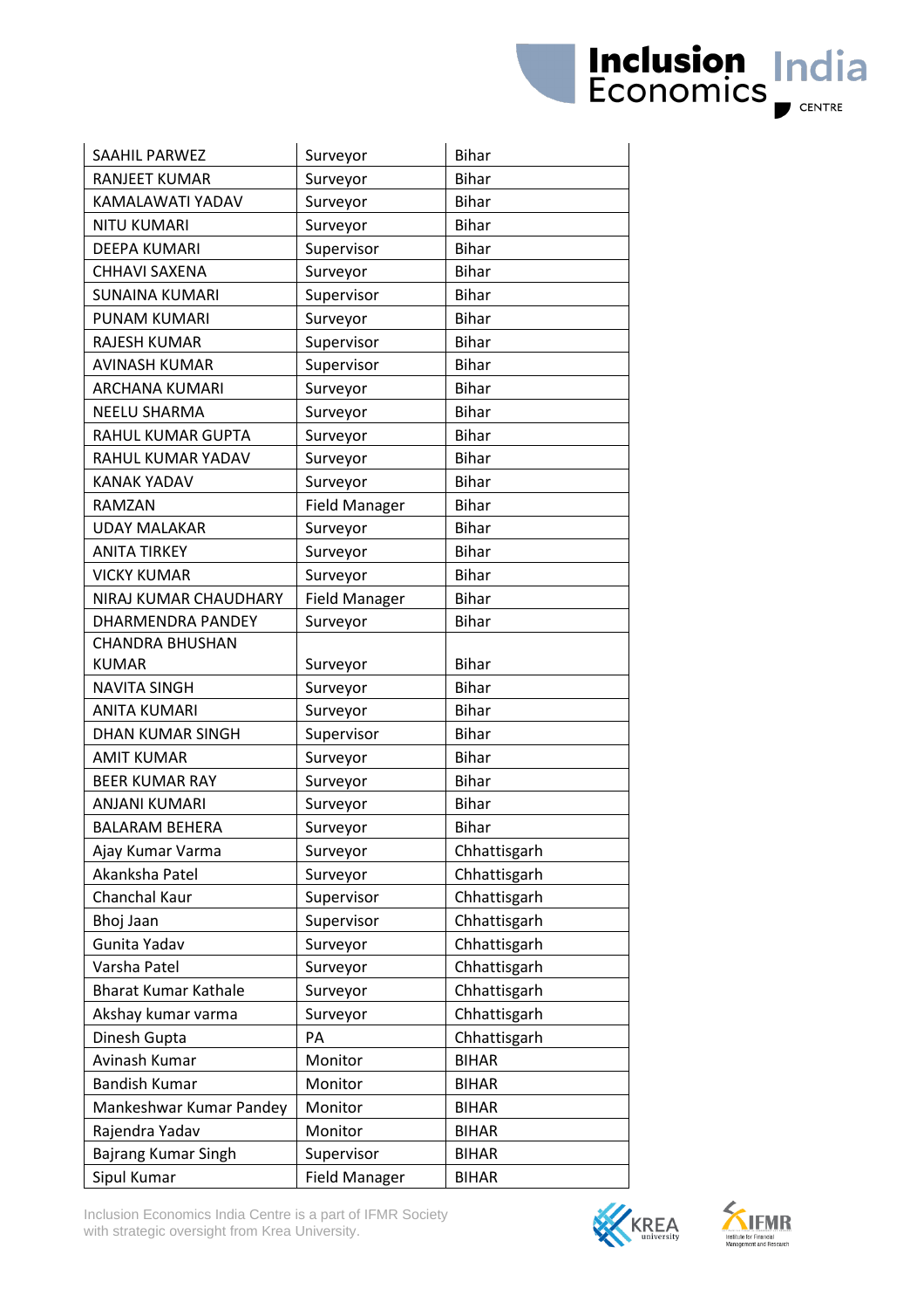| | | |
|---|---|---|
| SAAHIL PARWEZ | Surveyor | Bihar |
| RANJEET KUMAR | Surveyor | Bihar |
| KAMALAWATI YADAV | Surveyor | Bihar |
| NITU KUMARI | Surveyor | Bihar |
| DEEPA KUMARI | Supervisor | Bihar |
| CHHAVI SAXENA | Surveyor | Bihar |
| SUNAINA KUMARI | Supervisor | Bihar |
| PUNAM KUMARI | Surveyor | Bihar |
| RAJESH KUMAR | Supervisor | Bihar |
| AVINASH KUMAR | Supervisor | Bihar |
| ARCHANA KUMARI | Surveyor | Bihar |
| NEELU SHARMA | Surveyor | Bihar |
| RAHUL KUMAR GUPTA | Surveyor | Bihar |
| RAHUL KUMAR YADAV | Surveyor | Bihar |
| KANAK YADAV | Surveyor | Bihar |
| RAMZAN | Field Manager | Bihar |
| UDAY MALAKAR | Surveyor | Bihar |
| ANITA TIRKEY | Surveyor | Bihar |
| VICKY KUMAR | Surveyor | Bihar |
| NIRAJ KUMAR CHAUDHARY | Field Manager | Bihar |
| DHARMENDRA PANDEY | Surveyor | Bihar |
| CHANDRA BHUSHAN KUMAR | Surveyor | Bihar |
| NAVITA SINGH | Surveyor | Bihar |
| ANITA KUMARI | Surveyor | Bihar |
| DHAN KUMAR SINGH | Supervisor | Bihar |
| AMIT KUMAR | Surveyor | Bihar |
| BEER KUMAR RAY | Surveyor | Bihar |
| ANJANI KUMARI | Surveyor | Bihar |
| BALARAM BEHERA | Surveyor | Bihar |
| Ajay Kumar Varma | Surveyor | Chhattisgarh |
| Akanksha Patel | Surveyor | Chhattisgarh |
| Chanchal Kaur | Supervisor | Chhattisgarh |
| Bhoj Jaan | Supervisor | Chhattisgarh |
| Gunita Yadav | Surveyor | Chhattisgarh |
| Varsha Patel | Surveyor | Chhattisgarh |
| Bharat Kumar Kathale | Surveyor | Chhattisgarh |
| Akshay kumar varma | Surveyor | Chhattisgarh |
| Dinesh Gupta | PA | Chhattisgarh |
| Avinash Kumar | Monitor | BIHAR |
| Bandish Kumar | Monitor | BIHAR |
| Mankeshwar Kumar Pandey | Monitor | BIHAR |
| Rajendra Yadav | Monitor | BIHAR |
| Bajrang Kumar Singh | Supervisor | BIHAR |
| Sipul Kumar | Field Manager | BIHAR |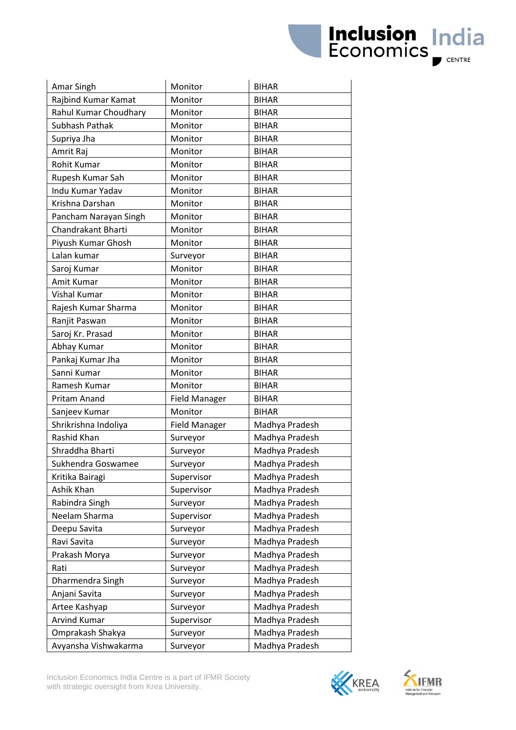| | | |
|---|---|---|
| Amar Singh | Monitor | BIHAR |
| Rajbind Kumar Kamat | Monitor | BIHAR |
| Rahul Kumar Choudhary | Monitor | BIHAR |
| Subhash Pathak | Monitor | BIHAR |
| Supriya Jha | Monitor | BIHAR |
| Amrit Raj | Monitor | BIHAR |
| Rohit Kumar | Monitor | BIHAR |
| Rupesh Kumar Sah | Monitor | BIHAR |
| Indu Kumar Yadav | Monitor | BIHAR |
| Krishna Darshan | Monitor | BIHAR |
| Pancham Narayan Singh | Monitor | BIHAR |
| Chandrakant Bharti | Monitor | BIHAR |
| Piyush Kumar Ghosh | Monitor | BIHAR |
| Lalan kumar | Surveyor | BIHAR |
| Saroj Kumar | Monitor | BIHAR |
| Amit Kumar | Monitor | BIHAR |
| Vishal Kumar | Monitor | BIHAR |
| Rajesh Kumar Sharma | Monitor | BIHAR |
| Ranjit Paswan | Monitor | BIHAR |
| Saroj Kr. Prasad | Monitor | BIHAR |
| Abhay Kumar | Monitor | BIHAR |
| Pankaj Kumar Jha | Monitor | BIHAR |
| Sanni Kumar | Monitor | BIHAR |
| Ramesh Kumar | Monitor | BIHAR |
| Pritam Anand | Field Manager | BIHAR |
| Sanjeev Kumar | Monitor | BIHAR |
| Shrikrishna Indoliya | Field Manager | Madhya Pradesh |
| Rashid Khan | Surveyor | Madhya Pradesh |
| Shraddha Bharti | Surveyor | Madhya Pradesh |
| Sukhendra Goswamee | Surveyor | Madhya Pradesh |
| Kritika Bairagi | Supervisor | Madhya Pradesh |
| Ashik Khan | Supervisor | Madhya Pradesh |
| Rabindra Singh | Surveyor | Madhya Pradesh |
| Neelam Sharma | Supervisor | Madhya Pradesh |
| Deepu Savita | Surveyor | Madhya Pradesh |
| Ravi Savita | Surveyor | Madhya Pradesh |
| Prakash Morya | Surveyor | Madhya Pradesh |
| Rati | Surveyor | Madhya Pradesh |
| Dharmendra Singh | Surveyor | Madhya Pradesh |
| Anjani Savita | Surveyor | Madhya Pradesh |
| Artee Kashyap | Surveyor | Madhya Pradesh |
| Arvind Kumar | Supervisor | Madhya Pradesh |
| Omprakash Shakya | Surveyor | Madhya Pradesh |
| Avyansha Vishwakarma | Surveyor | Madhya Pradesh |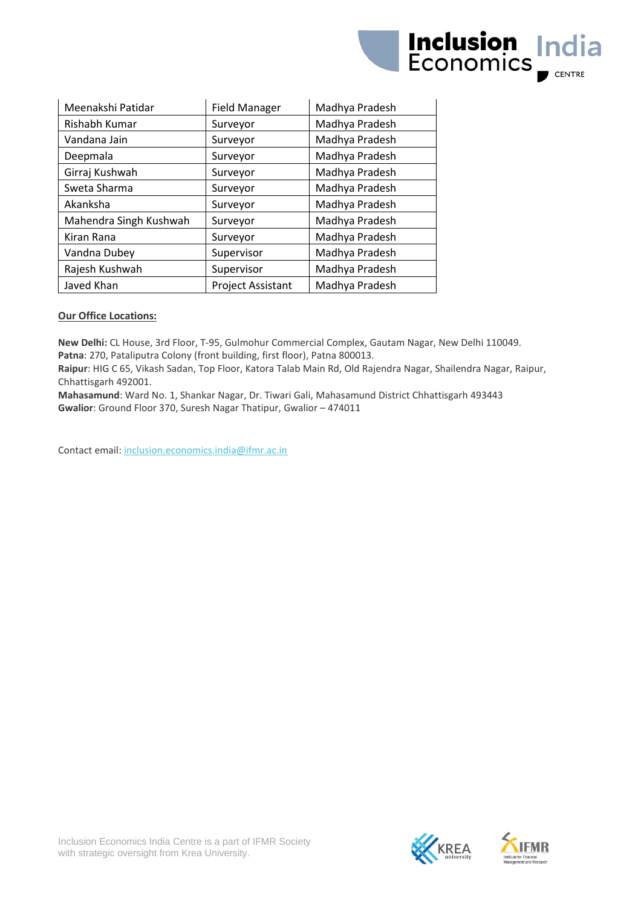| | | |
|---|---|---|
| Meenakshi Patidar | Field Manager | Madhya Pradesh |
| Rishabh Kumar | Surveyor | Madhya Pradesh |
| Vandana Jain | Surveyor | Madhya Pradesh |
| Deepmala | Surveyor | Madhya Pradesh |
| Girraj Kushwah | Surveyor | Madhya Pradesh |
| Sweta Sharma | Surveyor | Madhya Pradesh |
| Akanksha | Surveyor | Madhya Pradesh |
| Mahendra Singh Kushwah | Surveyor | Madhya Pradesh |
| Kiran Rana | Surveyor | Madhya Pradesh |
| Vandna Dubey | Supervisor | Madhya Pradesh |
| Rajesh Kushwah | Supervisor | Madhya Pradesh |
| Javed Khan | Project Assistant | Madhya Pradesh |

**Our Office Locations:**

**New Delhi:** CL House, 3rd Floor, T-95, Gulmohur Commercial Complex, Gautam Nagar, New Delhi 110049.
**Patna**: 270, Pataliputra Colony (front building, first floor), Patna 800013.
**Raipur**: HIG C 65, Vikash Sadan, Top Floor, Katora Talab Main Rd, Old Rajendra Nagar, Shailendra Nagar, Raipur, Chhattisgarh 492001.
**Mahasamund**: Ward No. 1, Shankar Nagar, Dr. Tiwari Gali, Mahasamund District Chhattisgarh 493443
**Gwalior**: Ground Floor 370, Suresh Nagar Thatipur, Gwalior – 474011

Contact email: inclusion.economics.india@ifmr.ac.in